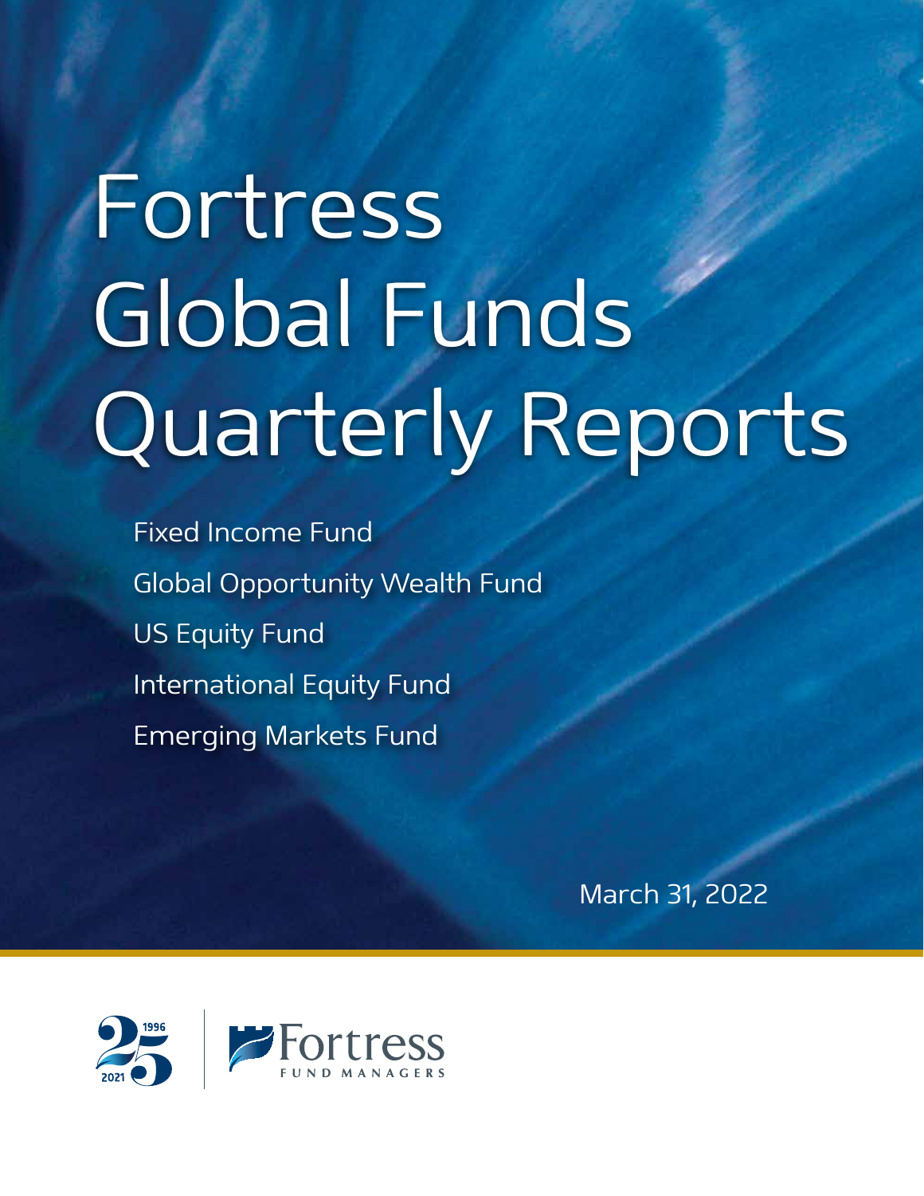# Fortress Global Funds Quarterly Reports

Fixed Income Fund

Global Opportunity Wealth Fund

US Equity Fund

International Equity Fund

Emerging Markets Fund

March 31, 2022

1996 25 2021

Fortress FUND MANAGERS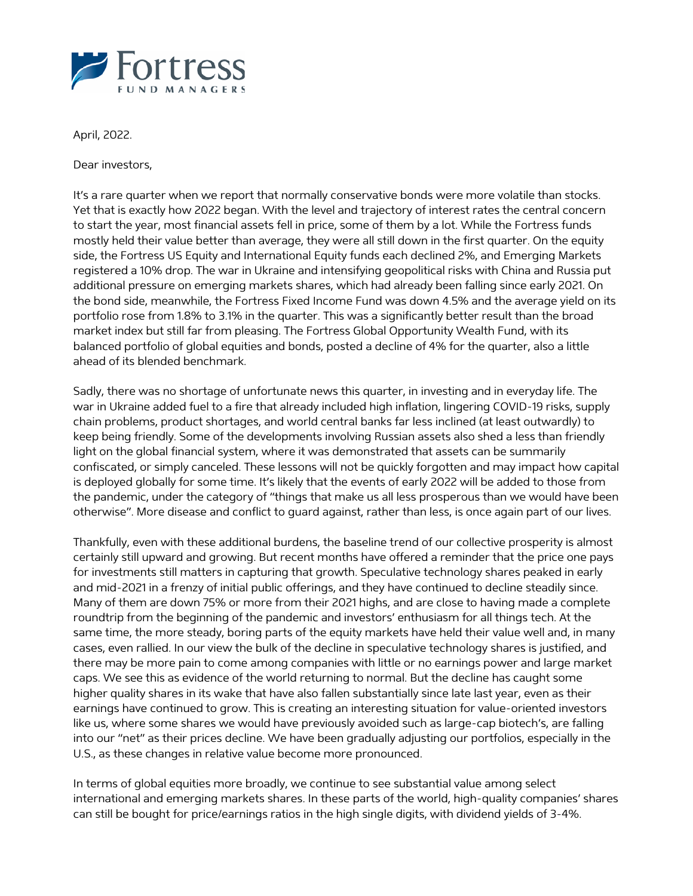April, 2022.

Dear investors,

It's a rare quarter when we report that normally conservative bonds were more volatile than stocks. Yet that is exactly how 2022 began. With the level and trajectory of interest rates the central concern to start the year, most financial assets fell in price, some of them by a lot. While the Fortress funds mostly held their value better than average, they were all still down in the first quarter. On the equity side, the Fortress US Equity and International Equity funds each declined 2%, and Emerging Markets registered a 10% drop. The war in Ukraine and intensifying geopolitical risks with China and Russia put additional pressure on emerging markets shares, which had already been falling since early 2021. On the bond side, meanwhile, the Fortress Fixed Income Fund was down 4.5% and the average yield on its portfolio rose from 1.8% to 3.1% in the quarter. This was a significantly better result than the broad market index but still far from pleasing. The Fortress Global Opportunity Wealth Fund, with its balanced portfolio of global equities and bonds, posted a decline of 4% for the quarter, also a little ahead of its blended benchmark.

Sadly, there was no shortage of unfortunate news this quarter, in investing and in everyday life. The war in Ukraine added fuel to a fire that already included high inflation, lingering COVID-19 risks, supply chain problems, product shortages, and world central banks far less inclined (at least outwardly) to keep being friendly. Some of the developments involving Russian assets also shed a less than friendly light on the global financial system, where it was demonstrated that assets can be summarily confiscated, or simply canceled. These lessons will not be quickly forgotten and may impact how capital is deployed globally for some time. It's likely that the events of early 2022 will be added to those from the pandemic, under the category of "things that make us all less prosperous than we would have been otherwise". More disease and conflict to guard against, rather than less, is once again part of our lives.

Thankfully, even with these additional burdens, the baseline trend of our collective prosperity is almost certainly still upward and growing. But recent months have offered a reminder that the price one pays for investments still matters in capturing that growth. Speculative technology shares peaked in early and mid-2021 in a frenzy of initial public offerings, and they have continued to decline steadily since. Many of them are down 75% or more from their 2021 highs, and are close to having made a complete roundtrip from the beginning of the pandemic and investors' enthusiasm for all things tech. At the same time, the more steady, boring parts of the equity markets have held their value well and, in many cases, even rallied. In our view the bulk of the decline in speculative technology shares is justified, and there may be more pain to come among companies with little or no earnings power and large market caps. We see this as evidence of the world returning to normal. But the decline has caught some higher quality shares in its wake that have also fallen substantially since late last year, even as their earnings have continued to grow. This is creating an interesting situation for value-oriented investors like us, where some shares we would have previously avoided such as large-cap biotech's, are falling into our "net" as their prices decline. We have been gradually adjusting our portfolios, especially in the U.S., as these changes in relative value become more pronounced.

In terms of global equities more broadly, we continue to see substantial value among select international and emerging markets shares. In these parts of the world, high-quality companies' shares can still be bought for price/earnings ratios in the high single digits, with dividend yields of 3-4%.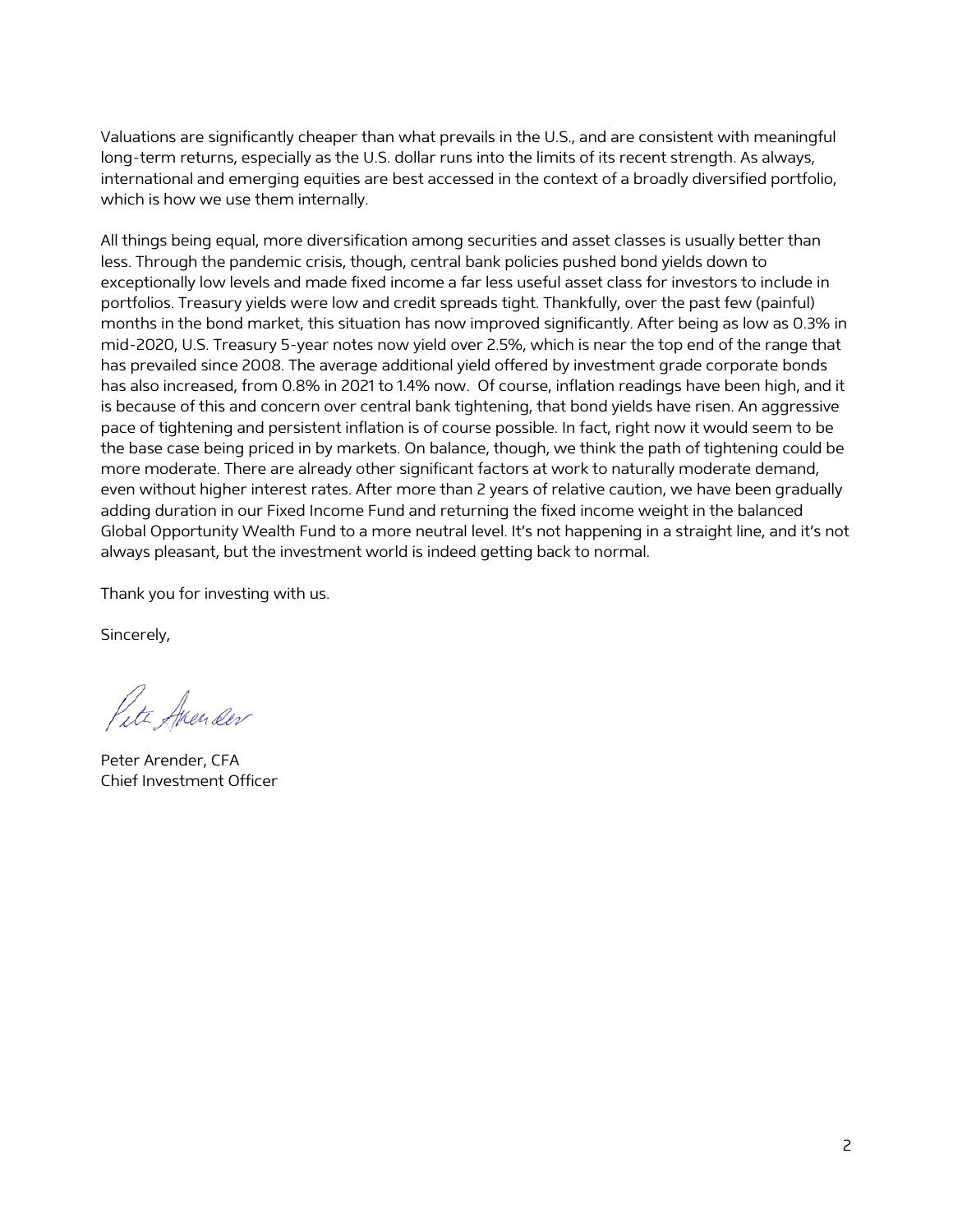Valuations are significantly cheaper than what prevails in the U.S., and are consistent with meaningful long-term returns, especially as the U.S. dollar runs into the limits of its recent strength. As always, international and emerging equities are best accessed in the context of a broadly diversified portfolio, which is how we use them internally.

All things being equal, more diversification among securities and asset classes is usually better than less. Through the pandemic crisis, though, central bank policies pushed bond yields down to exceptionally low levels and made fixed income a far less useful asset class for investors to include in portfolios. Treasury yields were low and credit spreads tight. Thankfully, over the past few (painful) months in the bond market, this situation has now improved significantly. After being as low as 0.3% in mid-2020, U.S. Treasury 5-year notes now yield over 2.5%, which is near the top end of the range that has prevailed since 2008. The average additional yield offered by investment grade corporate bonds has also increased, from 0.8% in 2021 to 1.4% now. Of course, inflation readings have been high, and it is because of this and concern over central bank tightening, that bond yields have risen. An aggressive pace of tightening and persistent inflation is of course possible. In fact, right now it would seem to be the base case being priced in by markets. On balance, though, we think the path of tightening could be more moderate. There are already other significant factors at work to naturally moderate demand, even without higher interest rates. After more than 2 years of relative caution, we have been gradually adding duration in our Fixed Income Fund and returning the fixed income weight in the balanced Global Opportunity Wealth Fund to a more neutral level. It's not happening in a straight line, and it's not always pleasant, but the investment world is indeed getting back to normal.

Thank you for investing with us.

Sincerely,

Peter Arender, CFA
Chief Investment Officer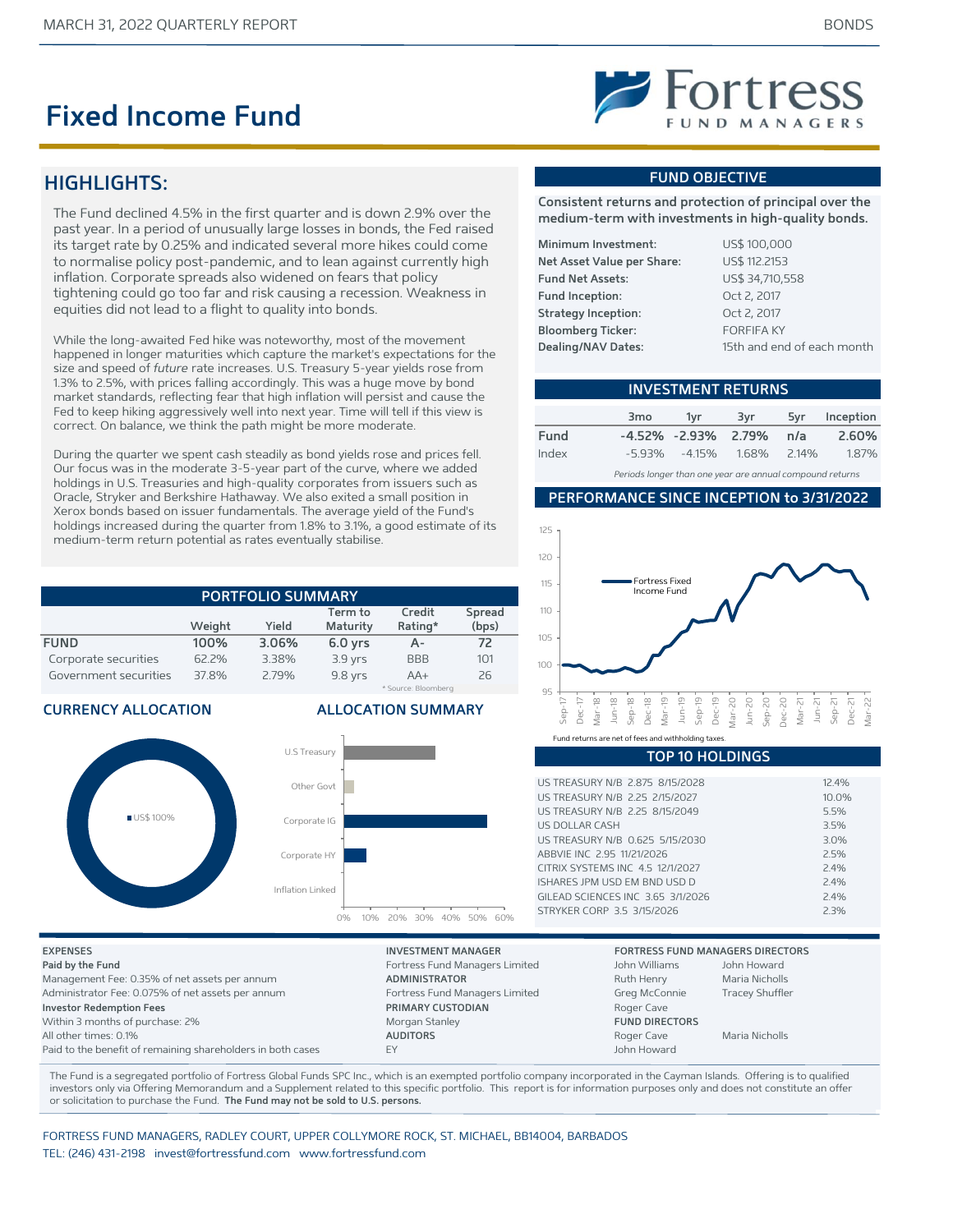# Fixed Income Fund

Fortress FUND MANAGERS

## HIGHLIGHTS:

The Fund declined 4.5% in the first quarter and is down 2.9% over the past year. In a period of unusually large losses in bonds, the Fed raised its target rate by 0.25% and indicated several more hikes could come to normalise policy post-pandemic, and to lean against currently high inflation. Corporate spreads also widened on fears that policy tightening could go too far and risk causing a recession. Weakness in equities did not lead to a flight to quality into bonds.

While the long-awaited Fed hike was noteworthy, most of the movement happened in longer maturities which capture the market's expectations for the size and speed of *future* rate increases. U.S. Treasury 5-year yields rose from 1.3% to 2.5%, with prices falling accordingly. This was a huge move by bond market standards, reflecting fear that high inflation will persist and cause the Fed to keep hiking aggressively well into next year. Time will tell if this view is correct. On balance, we think the path might be more moderate.

During the quarter we spent cash steadily as bond yields rose and prices fell. Our focus was in the moderate 3-5-year part of the curve, where we added holdings in U.S. Treasuries and high-quality corporates from issuers such as Oracle, Stryker and Berkshire Hathaway. We also exited a small position in Xerox bonds based on issuer fundamentals. The average yield of the Fund's holdings increased during the quarter from 1.8% to 3.1%, a good estimate of its medium-term return potential as rates eventually stabilise.

## PORTFOLIO SUMMARY

| | Weight | Yield | Term to Maturity | Credit Rating* | Spread (bps) |
|---|---|---|---|---|---|
| **FUND** | **100%** | **3.06%** | **6.0 yrs** | **A-** | **72** |
| Corporate securities | 62.2% | 3.38% | 3.9 yrs | BBB | 101 |
| Government securities | 37.8% | 2.79% | 9.8 yrs | AA+ | 26 |

\* Source: Bloomberg

## CURRENCY ALLOCATION

US$ 100%

## ALLOCATION SUMMARY

| Category | Allocation (approx.) |
|---|---|
| U.S Treasury | ~34% |
| Other Govt | ~4% |
| Corporate IG | ~53% |
| Corporate HY | ~8% |
| Inflation Linked | 0% |

## FUND OBJECTIVE

**Consistent returns and protection of principal over the medium-term with investments in high-quality bonds.**

| | |
|---|---|
| **Minimum Investment:** | US$ 100,000 |
| **Net Asset Value per Share:** | US$ 112.2153 |
| **Fund Net Assets:** | US$ 34,710,558 |
| **Fund Inception:** | Oct 2, 2017 |
| **Strategy Inception:** | Oct 2, 2017 |
| **Bloomberg Ticker:** | FORFIFA KY |
| **Dealing/NAV Dates:** | 15th and end of each month |

## INVESTMENT RETURNS

| | 3mo | 1yr | 3yr | 5yr | Inception |
|---|---|---|---|---|---|
| **Fund** | **-4.52%** | **-2.93%** | **2.79%** | **n/a** | **2.60%** |
| Index | -5.93% | -4.15% | 1.68% | 2.14% | 1.87% |

*Periods longer than one year are annual compound returns*

## PERFORMANCE SINCE INCEPTION to 3/31/2022

Fortress Fixed Income Fund

Fund returns are net of fees and withholding taxes.

## TOP 10 HOLDINGS

| Holding | Weight |
|---|---|
| US TREASURY N/B 2.875 8/15/2028 | 12.4% |
| US TREASURY N/B 2.25 2/15/2027 | 10.0% |
| US TREASURY N/B 2.25 8/15/2049 | 5.5% |
| US DOLLAR CASH | 3.5% |
| US TREASURY N/B 0.625 5/15/2030 | 3.0% |
| ABBVIE INC 2.95 11/21/2026 | 2.5% |
| CITRIX SYSTEMS INC 4.5 12/1/2027 | 2.4% |
| ISHARES JPM USD EM BND USD D | 2.4% |
| GILEAD SCIENCES INC 3.65 3/1/2026 | 2.4% |
| STRYKER CORP 3.5 3/15/2026 | 2.3% |

**EXPENSES**

**Paid by the Fund**
Management Fee: 0.35% of net assets per annum
Administrator Fee: 0.075% of net assets per annum

**Investor Redemption Fees**
Within 3 months of purchase: 2%
All other times: 0.1%
Paid to the benefit of remaining shareholders in both cases

**INVESTMENT MANAGER**
Fortress Fund Managers Limited

**ADMINISTRATOR**
Fortress Fund Managers Limited

**PRIMARY CUSTODIAN**
Morgan Stanley

**AUDITORS**
EY

**FORTRESS FUND MANAGERS DIRECTORS**
John Williams, John Howard, Ruth Henry, Maria Nicholls, Greg McConnie, Tracey Shuffler, Roger Cave

**FUND DIRECTORS**
Roger Cave, Maria Nicholls, John Howard

The Fund is a segregated portfolio of Fortress Global Funds SPC Inc., which is an exempted portfolio company incorporated in the Cayman Islands. Offering is to qualified investors only via Offering Memorandum and a Supplement related to this specific portfolio. This report is for information purposes only and does not constitute an offer or solicitation to purchase the Fund. **The Fund may not be sold to U.S. persons.**

FORTRESS FUND MANAGERS, RADLEY COURT, UPPER COLLYMORE ROCK, ST. MICHAEL, BB14004, BARBADOS
TEL: (246) 431-2198 invest@fortressfund.com www.fortressfund.com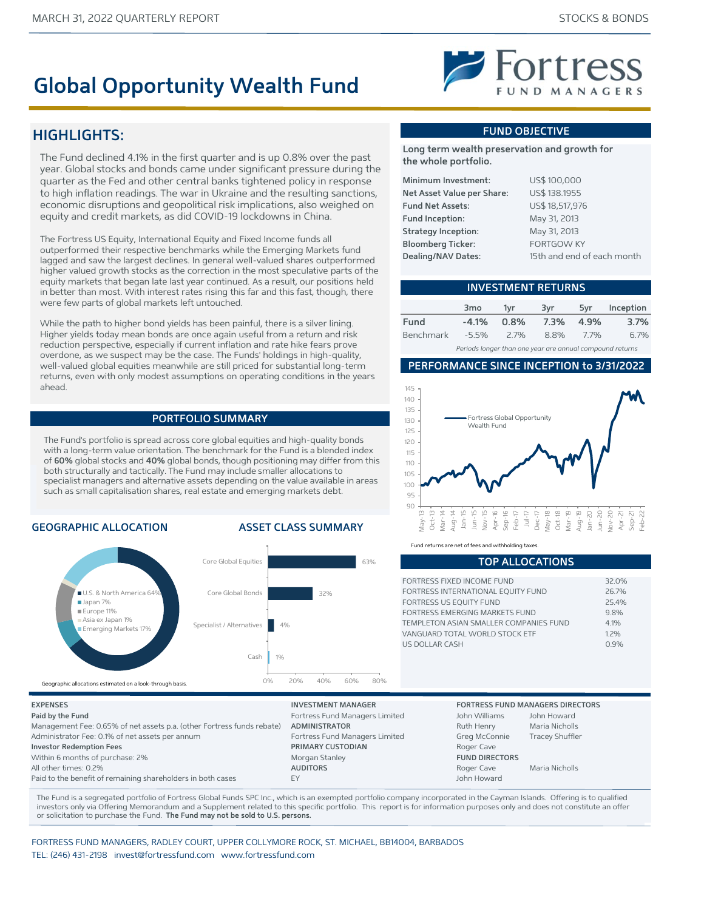MARCH 31, 2022 QUARTERLY REPORT — STOCKS & BONDS

# Global Opportunity Wealth Fund

Fortress FUND MANAGERS

## HIGHLIGHTS:

The Fund declined 4.1% in the first quarter and is up 0.8% over the past year. Global stocks and bonds came under significant pressure during the quarter as the Fed and other central banks tightened policy in response to high inflation readings. The war in Ukraine and the resulting sanctions, economic disruptions and geopolitical risk implications, also weighed on equity and credit markets, as did COVID-19 lockdowns in China.

The Fortress US Equity, International Equity and Fixed Income funds all outperformed their respective benchmarks while the Emerging Markets fund lagged and saw the largest declines. In general well-valued shares outperformed higher valued growth stocks as the correction in the most speculative parts of the equity markets that began late last year continued. As a result, our positions held in better than most. With interest rates rising this far and this fast, though, there were few parts of global markets left untouched.

While the path to higher bond yields has been painful, there is a silver lining. Higher yields today mean bonds are once again useful from a return and risk reduction perspective, especially if current inflation and rate hike fears prove overdone, as we suspect may be the case. The Funds' holdings in high-quality, well-valued global equities meanwhile are still priced for substantial long-term returns, even with only modest assumptions on operating conditions in the years ahead.

## PORTFOLIO SUMMARY

The Fund's portfolio is spread across core global equities and high-quality bonds with a long-term value orientation. The benchmark for the Fund is a blended index of **60%** global stocks and **40%** global bonds, though positioning may differ from this both structurally and tactically. The Fund may include smaller allocations to specialist managers and alternative assets depending on the value available in areas such as small capitalisation shares, real estate and emerging markets debt.

### GEOGRAPHIC ALLOCATION

- U.S. & North America 64%
- Japan 7%
- Europe 11%
- Asia ex Japan 1%
- Emerging Markets 17%

Geographic allocations estimated on a look-through basis.

### ASSET CLASS SUMMARY

| Asset Class | Allocation |
|---|---|
| Core Global Equities | 63% |
| Core Global Bonds | 32% |
| Specialist / Alternatives | 4% |
| Cash | 1% |

## FUND OBJECTIVE

**Long term wealth preservation and growth for the whole portfolio.**

| | |
|---|---|
| **Minimum Investment:** | US$ 100,000 |
| **Net Asset Value per Share:** | US$ 138.1955 |
| **Fund Net Assets:** | US$ 18,517,976 |
| **Fund Inception:** | May 31, 2013 |
| **Strategy Inception:** | May 31, 2013 |
| **Bloomberg Ticker:** | FORTGOW KY |
| **Dealing/NAV Dates:** | 15th and end of each month |

## INVESTMENT RETURNS

| | 3mo | 1yr | 3yr | 5yr | Inception |
|---|---|---|---|---|---|
| **Fund** | **-4.1%** | **0.8%** | **7.3%** | **4.9%** | **3.7%** |
| Benchmark | -5.5% | 2.7% | 8.8% | 7.7% | 6.7% |

*Periods longer than one year are annual compound returns*

## PERFORMANCE SINCE INCEPTION to 3/31/2022

Fortress Global Opportunity Wealth Fund

Fund returns are net of fees and withholding taxes.

## TOP ALLOCATIONS

| | |
|---|---|
| FORTRESS FIXED INCOME FUND | 32.0% |
| FORTRESS INTERNATIONAL EQUITY FUND | 26.7% |
| FORTRESS US EQUITY FUND | 25.4% |
| FORTRESS EMERGING MARKETS FUND | 9.8% |
| TEMPLETON ASIAN SMALLER COMPANIES FUND | 4.1% |
| VANGUARD TOTAL WORLD STOCK ETF | 1.2% |
| US DOLLAR CASH | 0.9% |

**EXPENSES**

**Paid by the Fund**
Management Fee: 0.65% of net assets p.a. (other Fortress funds rebate)
Administrator Fee: 0.1% of net assets per annum
**Investor Redemption Fees**
Within 6 months of purchase: 2%
All other times: 0.2%
Paid to the benefit of remaining shareholders in both cases

**INVESTMENT MANAGER**
Fortress Fund Managers Limited
**ADMINISTRATOR**
Fortress Fund Managers Limited
**PRIMARY CUSTODIAN**
Morgan Stanley
**AUDITORS**
EY

**FORTRESS FUND MANAGERS DIRECTORS**
John Williams, John Howard
Ruth Henry, Maria Nicholls
Greg McConnie, Tracey Shuffler
Roger Cave
**FUND DIRECTORS**
Roger Cave, Maria Nicholls
John Howard

The Fund is a segregated portfolio of Fortress Global Funds SPC Inc., which is an exempted portfolio company incorporated in the Cayman Islands. Offering is to qualified investors only via Offering Memorandum and a Supplement related to this specific portfolio. This report is for information purposes only and does not constitute an offer or solicitation to purchase the Fund. **The Fund may not be sold to U.S. persons.**

FORTRESS FUND MANAGERS, RADLEY COURT, UPPER COLLYMORE ROCK, ST. MICHAEL, BB14004, BARBADOS
TEL: (246) 431-2198 invest@fortressfund.com www.fortressfund.com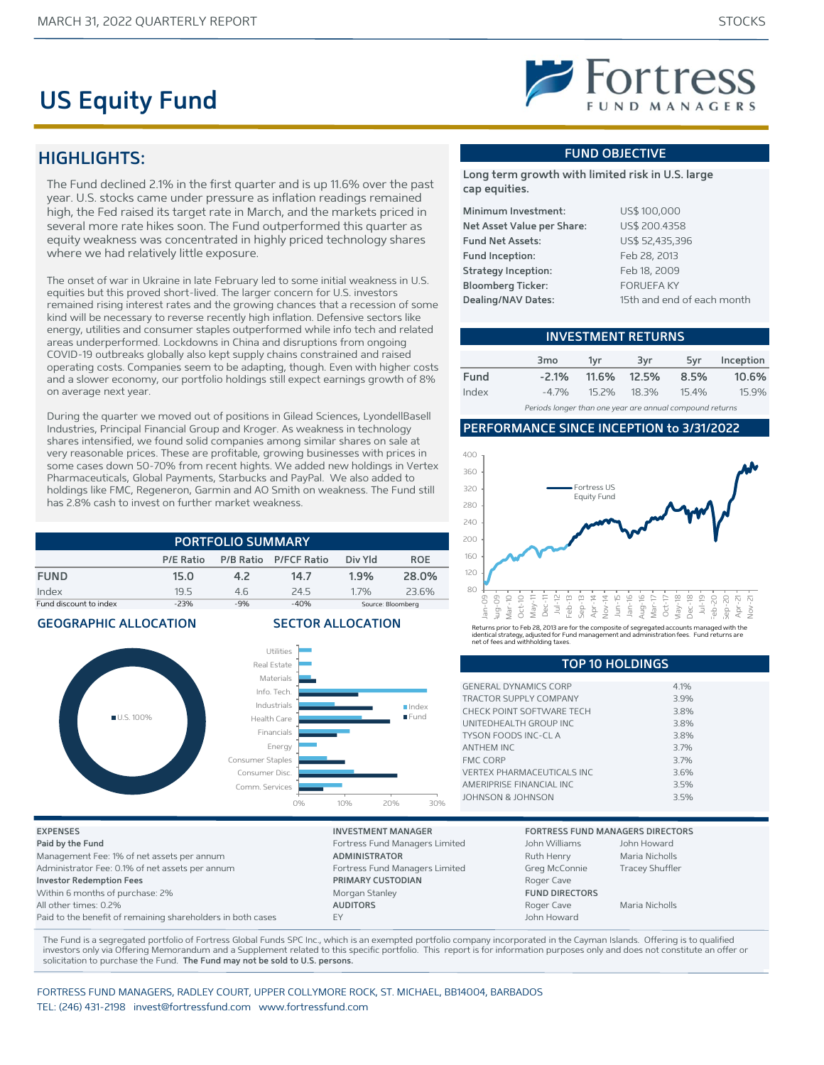MARCH 31, 2022 QUARTERLY REPORT — STOCKS

# US Equity Fund

Fortress FUND MANAGERS

## HIGHLIGHTS:

The Fund declined 2.1% in the first quarter and is up 11.6% over the past year. U.S. stocks came under pressure as inflation readings remained high, the Fed raised its target rate in March, and the markets priced in several more rate hikes soon. The Fund outperformed this quarter as equity weakness was concentrated in highly priced technology shares where we had relatively little exposure.

The onset of war in Ukraine in late February led to some initial weakness in U.S. equities but this proved short-lived. The larger concern for U.S. investors remained rising interest rates and the growing chances that a recession of some kind will be necessary to reverse recently high inflation. Defensive sectors like energy, utilities and consumer staples outperformed while info tech and related areas underperformed. Lockdowns in China and disruptions from ongoing COVID-19 outbreaks globally also kept supply chains constrained and raised operating costs. Companies seem to be adapting, though. Even with higher costs and a slower economy, our portfolio holdings still expect earnings growth of 8% on average next year.

During the quarter we moved out of positions in Gilead Sciences, LyondellBasell Industries, Principal Financial Group and Kroger. As weakness in technology shares intensified, we found solid companies among similar shares on sale at very reasonable prices. These are profitable, growing businesses with prices in some cases down 50-70% from recent hights. We added new holdings in Vertex Pharmaceuticals, Global Payments, Starbucks and PayPal. We also added to holdings like FMC, Regeneron, Garmin and AO Smith on weakness. The Fund still has 2.8% cash to invest on further market weakness.

## PORTFOLIO SUMMARY

| | P/E Ratio | P/B Ratio | P/FCF Ratio | Div Yld | ROE |
|---|---|---|---|---|---|
| **FUND** | **15.0** | **4.2** | **14.7** | **1.9%** | **28.0%** |
| Index | 19.5 | 4.6 | 24.5 | 1.7% | 23.6% |
| Fund discount to index | -23% | -9% | -40% | Source: Bloomberg | |

## GEOGRAPHIC ALLOCATION

U.S. 100%

## SECTOR ALLOCATION

Sectors: Utilities, Real Estate, Materials, Info. Tech., Industrials, Health Care, Financials, Energy, Consumer Staples, Consumer Disc., Comm. Services (Index vs Fund, 0%–30%)

## FUND OBJECTIVE

**Long term growth with limited risk in U.S. large cap equities.**

| | |
|---|---|
| **Minimum Investment:** | US$ 100,000 |
| **Net Asset Value per Share:** | US$ 200.4358 |
| **Fund Net Assets:** | US$ 52,435,396 |
| **Fund Inception:** | Feb 28, 2013 |
| **Strategy Inception:** | Feb 18, 2009 |
| **Bloomberg Ticker:** | FORUEFA KY |
| **Dealing/NAV Dates:** | 15th and end of each month |

## INVESTMENT RETURNS

| | 3mo | 1yr | 3yr | 5yr | Inception |
|---|---|---|---|---|---|
| **Fund** | **-2.1%** | **11.6%** | **12.5%** | **8.5%** | **10.6%** |
| Index | -4.7% | 15.2% | 18.3% | 15.4% | 15.9% |

*Periods longer than one year are annual compound returns*

## PERFORMANCE SINCE INCEPTION to 3/31/2022

Fortress US Equity Fund

Returns prior to Feb 28, 2013 are for the composite of segregated accounts managed with the identical strategy, adjusted for Fund management and administration fees. Fund returns are net of fees and withholding taxes.

## TOP 10 HOLDINGS

| | |
|---|---|
| GENERAL DYNAMICS CORP | 4.1% |
| TRACTOR SUPPLY COMPANY | 3.9% |
| CHECK POINT SOFTWARE TECH | 3.8% |
| UNITEDHEALTH GROUP INC | 3.8% |
| TYSON FOODS INC-CL A | 3.8% |
| ANTHEM INC | 3.7% |
| FMC CORP | 3.7% |
| VERTEX PHARMACEUTICALS INC | 3.6% |
| AMERIPRISE FINANCIAL INC | 3.5% |
| JOHNSON & JOHNSON | 3.5% |

**EXPENSES**

**Paid by the Fund**
Management Fee: 1% of net assets per annum
Administrator Fee: 0.1% of net assets per annum
**Investor Redemption Fees**
Within 6 months of purchase: 2%
All other times: 0.2%
Paid to the benefit of remaining shareholders in both cases

**INVESTMENT MANAGER**
Fortress Fund Managers Limited
**ADMINISTRATOR**
Fortress Fund Managers Limited
**PRIMARY CUSTODIAN**
Morgan Stanley
**AUDITORS**
EY

**FORTRESS FUND MANAGERS DIRECTORS**
John Williams, John Howard, Ruth Henry, Maria Nicholls, Greg McConnie, Tracey Shuffler, Roger Cave
**FUND DIRECTORS**
Roger Cave, Maria Nicholls, John Howard

The Fund is a segregated portfolio of Fortress Global Funds SPC Inc., which is an exempted portfolio company incorporated in the Cayman Islands. Offering is to qualified investors only via Offering Memorandum and a Supplement related to this specific portfolio. This report is for information purposes only and does not constitute an offer or solicitation to purchase the Fund. **The Fund may not be sold to U.S. persons.**

FORTRESS FUND MANAGERS, RADLEY COURT, UPPER COLLYMORE ROCK, ST. MICHAEL, BB14004, BARBADOS
TEL: (246) 431-2198 invest@fortressfund.com www.fortressfund.com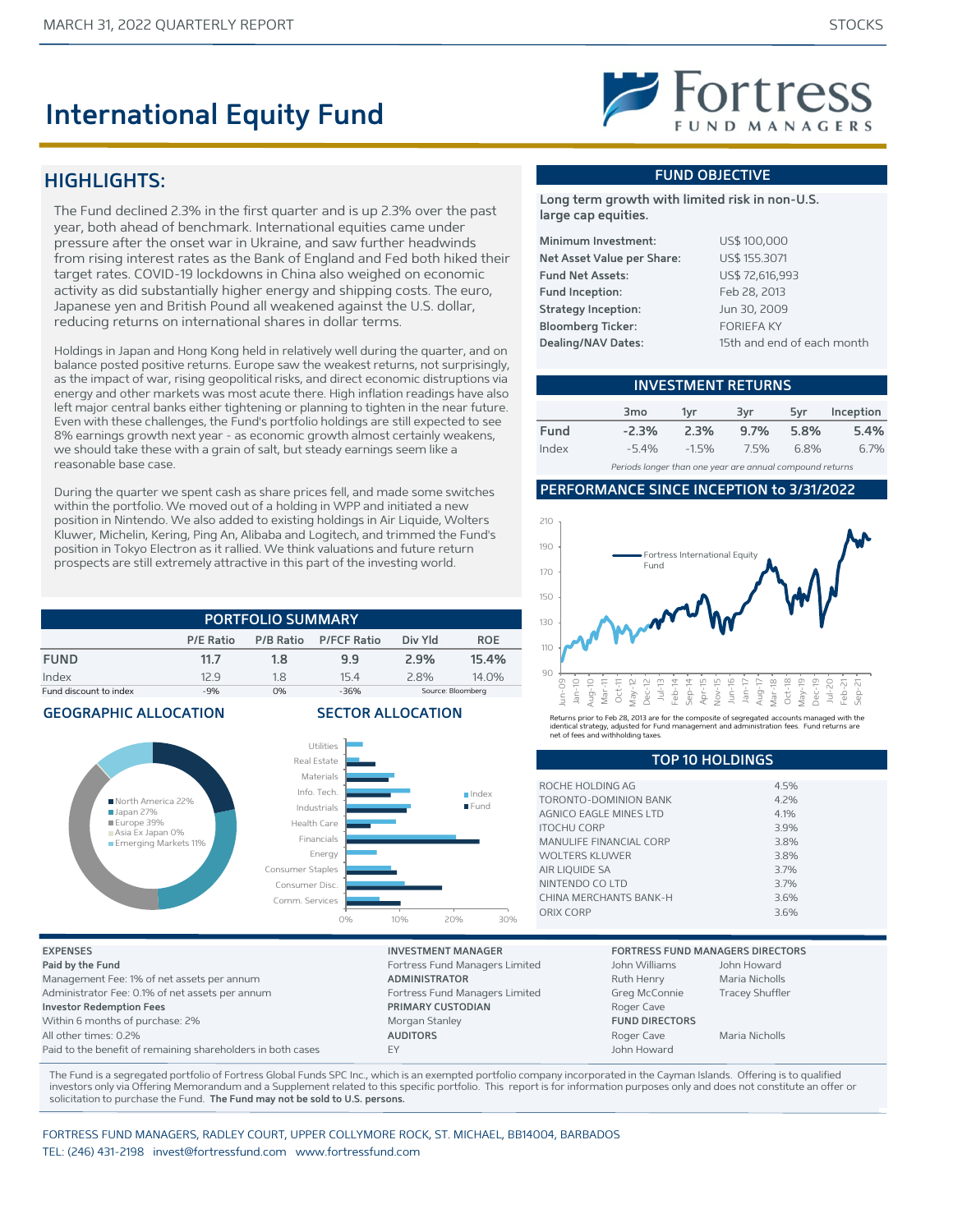# International Equity Fund

## HIGHLIGHTS:

The Fund declined 2.3% in the first quarter and is up 2.3% over the past year, both ahead of benchmark. International equities came under pressure after the onset war in Ukraine, and saw further headwinds from rising interest rates as the Bank of England and Fed both hiked their target rates. COVID-19 lockdowns in China also weighed on economic activity as did substantially higher energy and shipping costs. The euro, Japanese yen and British Pound all weakened against the U.S. dollar, reducing returns on international shares in dollar terms.

Holdings in Japan and Hong Kong held in relatively well during the quarter, and on balance posted positive returns. Europe saw the weakest returns, not surprisingly, as the impact of war, rising geopolitical risks, and direct economic distruptions via energy and other markets was most acute there. High inflation readings have also left major central banks either tightening or planning to tighten in the near future. Even with these challenges, the Fund's portfolio holdings are still expected to see 8% earnings growth next year - as economic growth almost certainly weakens, we should take these with a grain of salt, but steady earnings seem like a reasonable base case.

During the quarter we spent cash as share prices fell, and made some switches within the portfolio. We moved out of a holding in WPP and initiated a new position in Nintendo. We also added to existing holdings in Air Liquide, Wolters Kluwer, Michelin, Kering, Ping An, Alibaba and Logitech, and trimmed the Fund's position in Tokyo Electron as it rallied. We think valuations and future return prospects are still extremely attractive in this part of the investing world.

## PORTFOLIO SUMMARY

| | P/E Ratio | P/B Ratio | P/FCF Ratio | Div Yld | ROE |
|---|---|---|---|---|---|
| **FUND** | **11.7** | **1.8** | **9.9** | **2.9%** | **15.4%** |
| Index | 12.9 | 1.8 | 15.4 | 2.8% | 14.0% |
| Fund discount to index | -9% | 0% | -36% | Source: Bloomberg | |

## GEOGRAPHIC ALLOCATION

- North America 22%
- Japan 27%
- Europe 39%
- Asia Ex Japan 0%
- Emerging Markets 11%

## SECTOR ALLOCATION

Sectors: Utilities, Real Estate, Materials, Info. Tech., Industrials, Health Care, Financials, Energy, Consumer Staples, Consumer Disc., Comm. Services (Index vs Fund; scale 0%–30%)

## FUND OBJECTIVE

**Long term growth with limited risk in non-U.S. large cap equities.**

| | |
|---|---|
| **Minimum Investment:** | US$ 100,000 |
| **Net Asset Value per Share:** | US$ 155.3071 |
| **Fund Net Assets:** | US$ 72,616,993 |
| **Fund Inception:** | Feb 28, 2013 |
| **Strategy Inception:** | Jun 30, 2009 |
| **Bloomberg Ticker:** | FORIEFA KY |
| **Dealing/NAV Dates:** | 15th and end of each month |

## INVESTMENT RETURNS

| | 3mo | 1yr | 3yr | 5yr | Inception |
|---|---|---|---|---|---|
| **Fund** | **-2.3%** | **2.3%** | **9.7%** | **5.8%** | **5.4%** |
| Index | -5.4% | -1.5% | 7.5% | 6.8% | 6.7% |

*Periods longer than one year are for annual compound returns*

## PERFORMANCE SINCE INCEPTION to 3/31/2022

Returns prior to Feb 28, 2013 are for the composite of segregated accounts managed with the identical strategy, adjusted for Fund management and administration fees. Fund returns are net of fees and withholding taxes.

## TOP 10 HOLDINGS

| | |
|---|---|
| ROCHE HOLDING AG | 4.5% |
| TORONTO-DOMINION BANK | 4.2% |
| AGNICO EAGLE MINES LTD | 4.1% |
| ITOCHU CORP | 3.9% |
| MANULIFE FINANCIAL CORP | 3.8% |
| WOLTERS KLUWER | 3.8% |
| AIR LIQUIDE SA | 3.7% |
| NINTENDO CO LTD | 3.7% |
| CHINA MERCHANTS BANK-H | 3.6% |
| ORIX CORP | 3.6% |

**EXPENSES**

**Paid by the Fund**
Management Fee: 1% of net assets per annum
Administrator Fee: 0.1% of net assets per annum
**Investor Redemption Fees**
Within 6 months of purchase: 2%
All other times: 0.2%
Paid to the benefit of remaining shareholders in both cases

**INVESTMENT MANAGER**
Fortress Fund Managers Limited
**ADMINISTRATOR**
Fortress Fund Managers Limited
**PRIMARY CUSTODIAN**
Morgan Stanley
**AUDITORS**
EY

**FORTRESS FUND MANAGERS DIRECTORS**
John Williams, John Howard, Ruth Henry, Maria Nicholls, Greg McConnie, Tracey Shuffler, Roger Cave
**FUND DIRECTORS**
Roger Cave, Maria Nicholls, John Howard

The Fund is a segregated portfolio of Fortress Global Funds SPC Inc., which is an exempted portfolio company incorporated in the Cayman Islands. Offering is to qualified investors only via Offering Memorandum and a Supplement related to this specific portfolio. This report is for information purposes only and does not constitute an offer or solicitation to purchase the Fund. **The Fund may not be sold to U.S. persons.**

FORTRESS FUND MANAGERS, RADLEY COURT, UPPER COLLYMORE ROCK, ST. MICHAEL, BB14004, BARBADOS
TEL: (246) 431-2198 invest@fortressfund.com www.fortressfund.com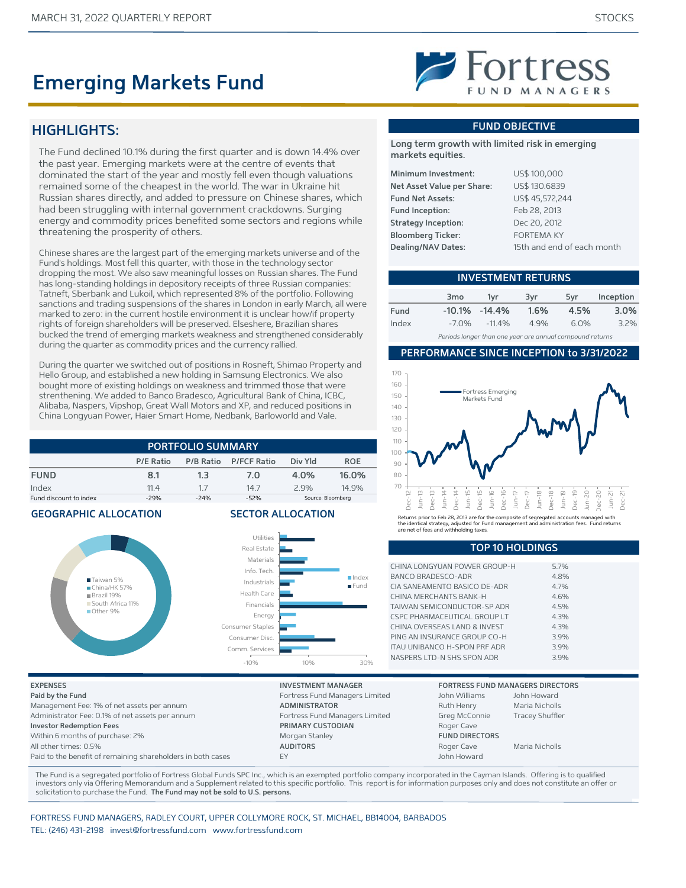# Emerging Markets Fund

## HIGHLIGHTS:

The Fund declined 10.1% during the first quarter and is down 14.4% over the past year. Emerging markets were at the centre of events that dominated the start of the year and mostly fell even though valuations remained some of the cheapest in the world. The war in Ukraine hit Russian shares directly, and added to pressure on Chinese shares, which had been struggling with internal government crackdowns. Surging energy and commodity prices benefited some sectors and regions while threatening the prosperity of others.

Chinese shares are the largest part of the emerging markets universe and of the Fund's holdings. Most fell this quarter, with those in the technology sector dropping the most. We also saw meaningful losses on Russian shares. The Fund has long-standing holdings in depository receipts of three Russian companies: Tatneft, Sberbank and Lukoil, which represented 8% of the portfolio. Following sanctions and trading suspensions of the shares in London in early March, all were marked to zero: in the current hostile environment it is unclear how/if property rights of foreign shareholders will be preserved. Elseshere, Brazilian shares bucked the trend of emerging markets weakness and strengthened considerably during the quarter as commodity prices and the currency rallied.

During the quarter we switched out of positions in Rosneft, Shimao Property and Hello Group, and established a new holding in Samsung Electronics. We also bought more of existing holdings on weakness and trimmed those that were strenthening. We added to Banco Bradesco, Agricultural Bank of China, ICBC, Alibaba, Naspers, Vipshop, Great Wall Motors and XP, and reduced positions in China Longyuan Power, Haier Smart Home, Nedbank, Barloworld and Vale.

## PORTFOLIO SUMMARY

| | P/E Ratio | P/B Ratio | P/FCF Ratio | Div Yld | ROE |
|---|---|---|---|---|---|
| **FUND** | **8.1** | **1.3** | **7.0** | **4.0%** | **16.0%** |
| Index | 11.4 | 1.7 | 14.7 | 2.9% | 14.9% |
| Fund discount to index | -29% | -24% | -52% | Source: Bloomberg | |

## GEOGRAPHIC ALLOCATION

Taiwan 5%
China/HK 57%
Brazil 19%
South Africa 11%
Other 9%

## SECTOR ALLOCATION

Utilities
Real Estate
Materials
Info. Tech.
Industrials
Health Care
Financials
Energy
Consumer Staples
Consumer Disc.
Comm. Services

Index
Fund

-10% 10% 30%

## FUND OBJECTIVE

**Long term growth with limited risk in emerging markets equities.**

| | |
|---|---|
| **Minimum Investment:** | US$ 100,000 |
| **Net Asset Value per Share:** | US$ 130.6839 |
| **Fund Net Assets:** | US$ 45,572,244 |
| **Fund Inception:** | Feb 28, 2013 |
| **Strategy Inception:** | Dec 20, 2012 |
| **Bloomberg Ticker:** | FORTEMA KY |
| **Dealing/NAV Dates:** | 15th and end of each month |

## INVESTMENT RETURNS

| | 3mo | 1yr | 3yr | 5yr | Inception |
|---|---|---|---|---|---|
| Fund | **-10.1%** | **-14.4%** | **1.6%** | **4.5%** | **3.0%** |
| Index | -7.0% | -11.4% | 4.9% | 6.0% | 3.2% |

*Periods longer than one year are annual compound returns*

## PERFORMANCE SINCE INCEPTION to 3/31/2022

Fortress Emerging Markets Fund

170 160 150 140 130 120 110 100 90 80 70

Dec-12 Jun-13 Dec-13 Jun-14 Dec-14 Jun-15 Dec-15 Jun-16 Dec-16 Jun-17 Dec-17 Jun-18 Dec-18 Jun-19 Dec-19 Jun-20 Dec-20 Jun-21 Dec-21

Returns prior to Feb 28, 2013 are for the composite of segregated accounts managed with the identical strategy, adjusted for Fund management and administration fees. Fund returns are net of fees and withholding taxes.

## TOP 10 HOLDINGS

| | |
|---|---|
| CHINA LONGYUAN POWER GROUP-H | 5.7% |
| BANCO BRADESCO-ADR | 4.8% |
| CIA SANEAMENTO BASICO DE-ADR | 4.7% |
| CHINA MERCHANTS BANK-H | 4.6% |
| TAIWAN SEMICONDUCTOR-SP ADR | 4.5% |
| CSPC PHARMACEUTICAL GROUP LT | 4.3% |
| CHINA OVERSEAS LAND & INVEST | 4.3% |
| PING AN INSURANCE GROUP CO-H | 3.9% |
| ITAU UNIBANCO H-SPON PRF ADR | 3.9% |
| NASPERS LTD-N SHS SPON ADR | 3.9% |

**EXPENSES**
**Paid by the Fund**
Management Fee: 1% of net assets per annum
Administrator Fee: 0.1% of net assets per annum
**Investor Redemption Fees**
Within 6 months of purchase: 2%
All other times: 0.5%
Paid to the benefit of remaining shareholders in both cases

**INVESTMENT MANAGER**
Fortress Fund Managers Limited
**ADMINISTRATOR**
Fortress Fund Managers Limited
**PRIMARY CUSTODIAN**
Morgan Stanley
**AUDITORS**
EY

**FORTRESS FUND MANAGERS DIRECTORS**
John Williams, John Howard, Ruth Henry, Maria Nicholls, Greg McConnie, Tracey Shuffler, Roger Cave
**FUND DIRECTORS**
Roger Cave, Maria Nicholls, John Howard

The Fund is a segregated portfolio of Fortress Global Funds SPC Inc., which is an exempted portfolio company incorporated in the Cayman Islands. Offering is to qualified investors only via Offering Memorandum and a Supplement related to this specific portfolio. This report is for information purposes only and does not constitute an offer or solicitation to purchase the Fund. **The Fund may not be sold to U.S. persons.**

FORTRESS FUND MANAGERS, RADLEY COURT, UPPER COLLYMORE ROCK, ST. MICHAEL, BB14004, BARBADOS
TEL: (246) 431-2198 invest@fortressfund.com www.fortressfund.com